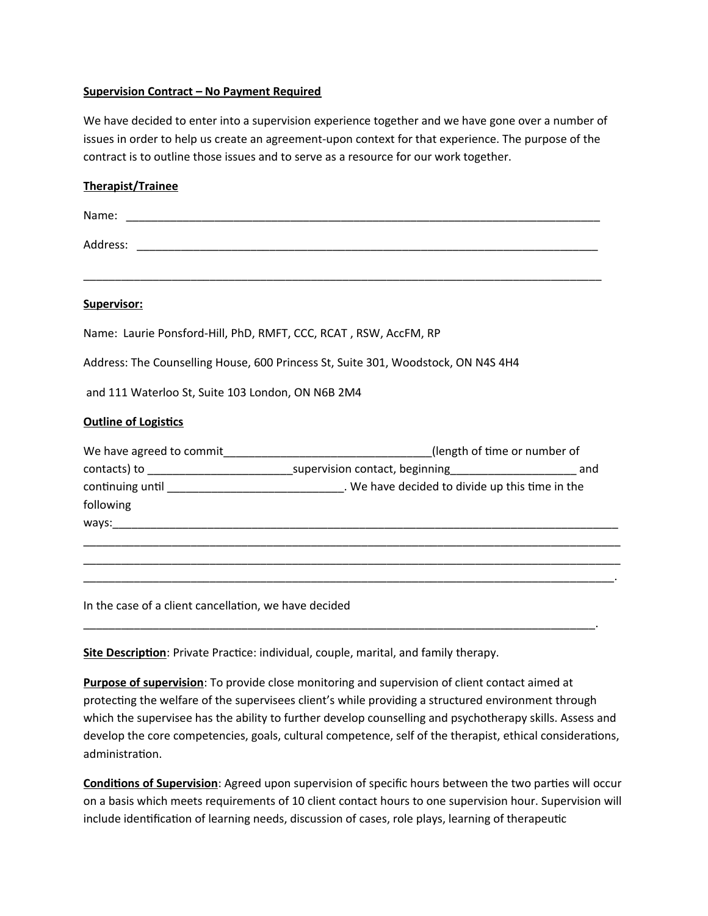**Supervision Contract – No Payment Required**

We have decided to enter into a supervision experience together and we have gone over a number of issues in order to help us create an agreement-upon context for that experience. The purpose of the contract is to outline those issues and to serve as a resource for our work together.

**Therapist/Trainee**

Name: ___________________________________________________________________________

Address: _________________________________________________________________________

_________________________________________________________________________________

**Supervisor:**

Name: Laurie Ponsford-Hill, PhD, RMFT, CCC, RCAT , RSW, AccFM, RP

Address: The Counselling House, 600 Princess St, Suite 301, Woodstock, ON N4S 4H4

and 111 Waterloo St, Suite 103 London, ON N6B 2M4

**Outline of Logistics**

We have agreed to commit_________________________________(length of time or number of contacts) to _______________________supervision contact, beginning____________________ and continuing until ____________________________. We have decided to divide up this time in the following ways:_____________________________________________________________________________
_________________________________________________________________________________
_________________________________________________________________________________
_________________________________________________________________________________.

In the case of a client cancellation, we have decided
_________________________________________________________________________________.

**Site Description**: Private Practice: individual, couple, marital, and family therapy.

**Purpose of supervision**: To provide close monitoring and supervision of client contact aimed at protecting the welfare of the supervisees client's while providing a structured environment through which the supervisee has the ability to further develop counselling and psychotherapy skills. Assess and develop the core competencies, goals, cultural competence, self of the therapist, ethical considerations, administration.

**Conditions of Supervision**: Agreed upon supervision of specific hours between the two parties will occur on a basis which meets requirements of 10 client contact hours to one supervision hour. Supervision will include identification of learning needs, discussion of cases, role plays, learning of therapeutic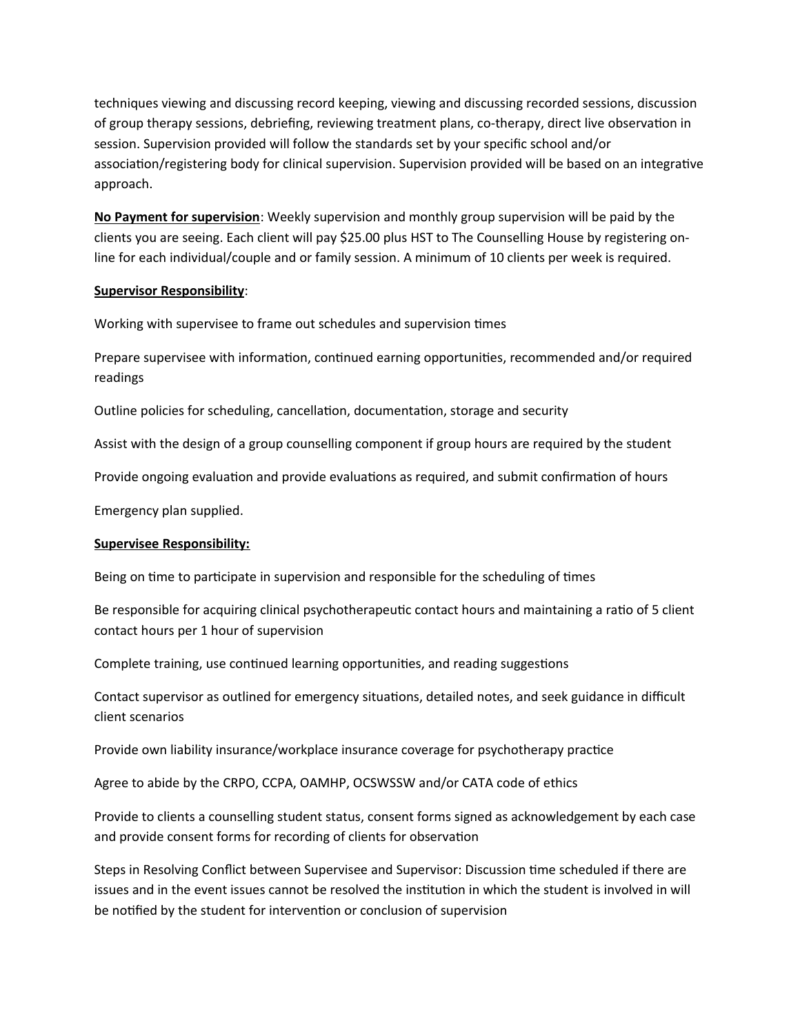techniques viewing and discussing record keeping, viewing and discussing recorded sessions, discussion of group therapy sessions, debriefing, reviewing treatment plans, co-therapy, direct live observation in session. Supervision provided will follow the standards set by your specific school and/or association/registering body for clinical supervision. Supervision provided will be based on an integrative approach.

**No Payment for supervision**: Weekly supervision and monthly group supervision will be paid by the clients you are seeing. Each client will pay $25.00 plus HST to The Counselling House by registering on-line for each individual/couple and or family session. A minimum of 10 clients per week is required.

**Supervisor Responsibility**:

Working with supervisee to frame out schedules and supervision times

Prepare supervisee with information, continued earning opportunities, recommended and/or required readings

Outline policies for scheduling, cancellation, documentation, storage and security

Assist with the design of a group counselling component if group hours are required by the student

Provide ongoing evaluation and provide evaluations as required, and submit confirmation of hours

Emergency plan supplied.

**Supervisee Responsibility:**

Being on time to participate in supervision and responsible for the scheduling of times

Be responsible for acquiring clinical psychotherapeutic contact hours and maintaining a ratio of 5 client contact hours per 1 hour of supervision

Complete training, use continued learning opportunities, and reading suggestions

Contact supervisor as outlined for emergency situations, detailed notes, and seek guidance in difficult client scenarios

Provide own liability insurance/workplace insurance coverage for psychotherapy practice

Agree to abide by the CRPO, CCPA, OAMHP, OCSWSSW and/or CATA code of ethics

Provide to clients a counselling student status, consent forms signed as acknowledgement by each case and provide consent forms for recording of clients for observation

Steps in Resolving Conflict between Supervisee and Supervisor: Discussion time scheduled if there are issues and in the event issues cannot be resolved the institution in which the student is involved in will be notified by the student for intervention or conclusion of supervision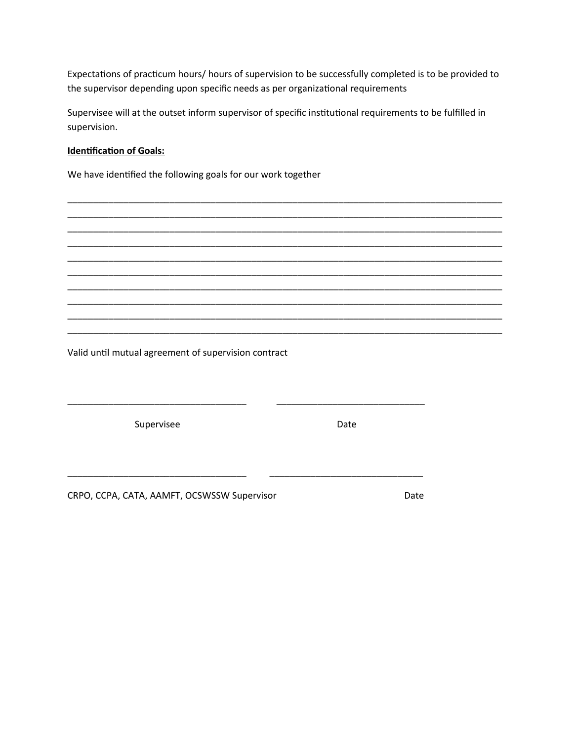Expectations of practicum hours/ hours of supervision to be successfully completed is to be provided to the supervisor depending upon specific needs as per organizational requirements

Supervisee will at the outset inform supervisor of specific institutional requirements to be fulfilled in supervision.

**Identification of Goals:**

We have identified the following goals for our work together

______________________________________________________________________________
______________________________________________________________________________
______________________________________________________________________________
______________________________________________________________________________
______________________________________________________________________________
______________________________________________________________________________
______________________________________________________________________________
______________________________________________________________________________
______________________________________________________________________________
______________________________________________________________________________

Valid until mutual agreement of supervision contract

_________________________________ _________________________

Supervisee Date

_________________________________ _________________________

CRPO, CCPA, CATA, AAMFT, OCSWSSW Supervisor Date